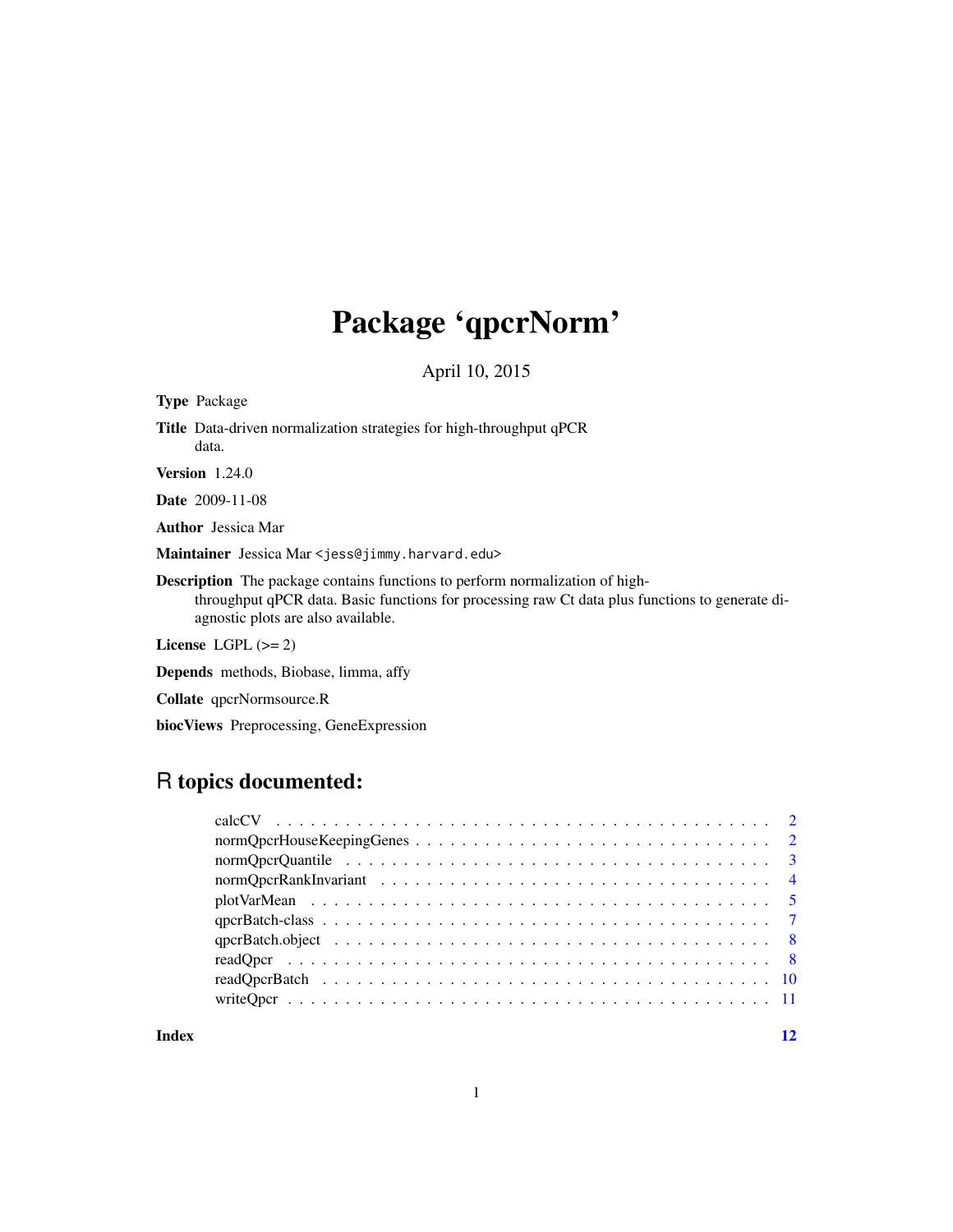# Package 'qpcrNorm'

April 10, 2015

**Type** Package

**Title** Data-driven normalization strategies for high-throughput qPCR data.

**Version** 1.24.0

**Date** 2009-11-08

**Author** Jessica Mar

**Maintainer** Jessica Mar <jess@jimmy.harvard.edu>

**Description** The package contains functions to perform normalization of high-throughput qPCR data. Basic functions for processing raw Ct data plus functions to generate diagnostic plots are also available.

**License** LGPL (>= 2)

**Depends** methods, Biobase, limma, affy

**Collate** qpcrNormsource.R

**biocViews** Preprocessing, GeneExpression

## R topics documented:

| | |
|---|---|
| calcCV | 2 |
| normQpcrHouseKeepingGenes | 2 |
| normQpcrQuantile | 3 |
| normQpcrRankInvariant | 4 |
| plotVarMean | 5 |
| qpcrBatch-class | 7 |
| qpcrBatch.object | 8 |
| readQpcr | 8 |
| readQpcrBatch | 10 |
| writeQpcr | 11 |
| **Index** | **12** |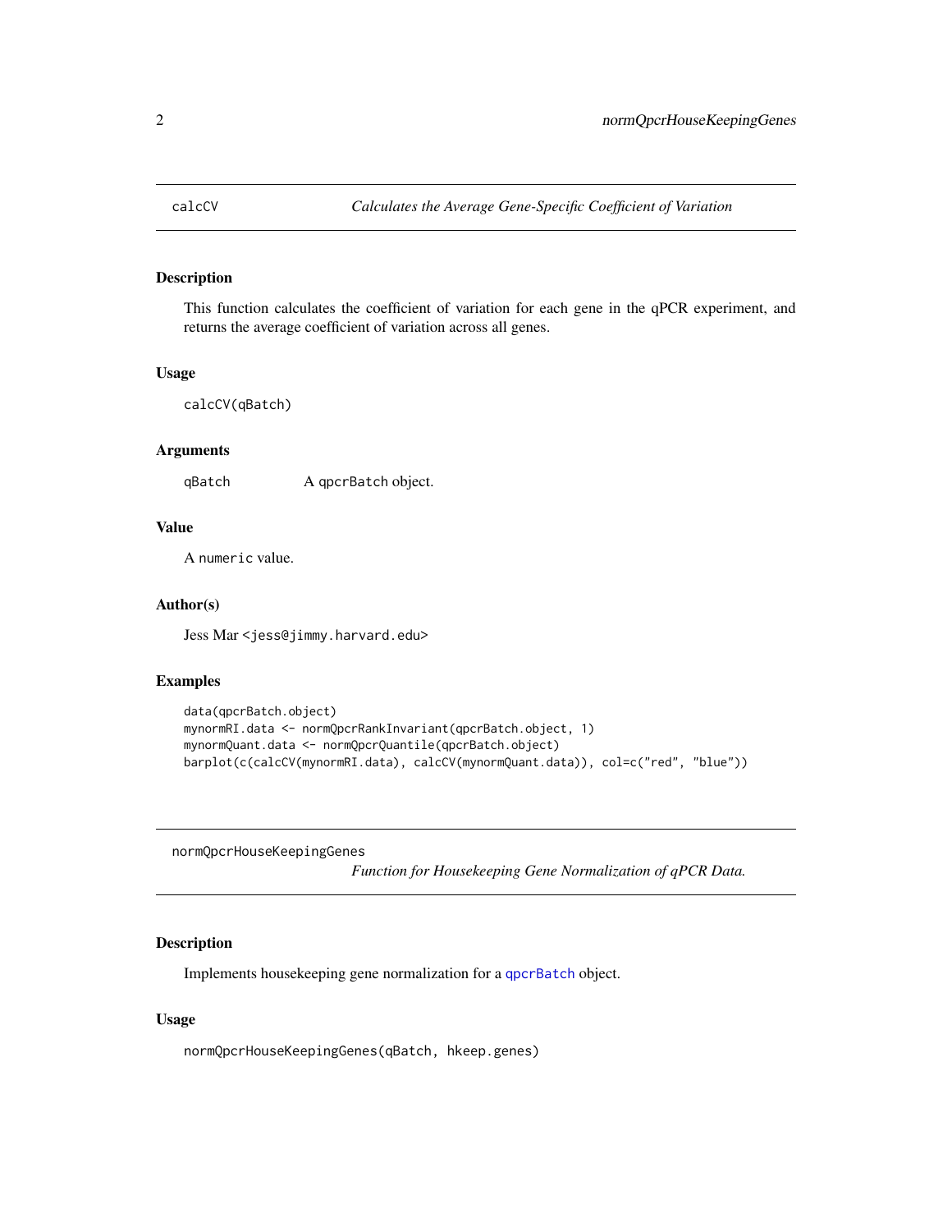## calcCV — *Calculates the Average Gene-Specific Coefficient of Variation*

### Description

This function calculates the coefficient of variation for each gene in the qPCR experiment, and returns the average coefficient of variation across all genes.

### Usage

```
calcCV(qBatch)
```

### Arguments

| | |
|---|---|
| qBatch | A `qpcrBatch` object. |

### Value

A `numeric` value.

### Author(s)

Jess Mar <jess@jimmy.harvard.edu>

### Examples

```
data(qpcrBatch.object)
mynormRI.data <- normQpcrRankInvariant(qpcrBatch.object, 1)
mynormQuant.data <- normQpcrQuantile(qpcrBatch.object)
barplot(c(calcCV(mynormRI.data), calcCV(mynormQuant.data)), col=c("red", "blue"))
```

## normQpcrHouseKeepingGenes — *Function for Housekeeping Gene Normalization of qPCR Data.*

### Description

Implements housekeeping gene normalization for a `qpcrBatch` object.

### Usage

```
normQpcrHouseKeepingGenes(qBatch, hkeep.genes)
```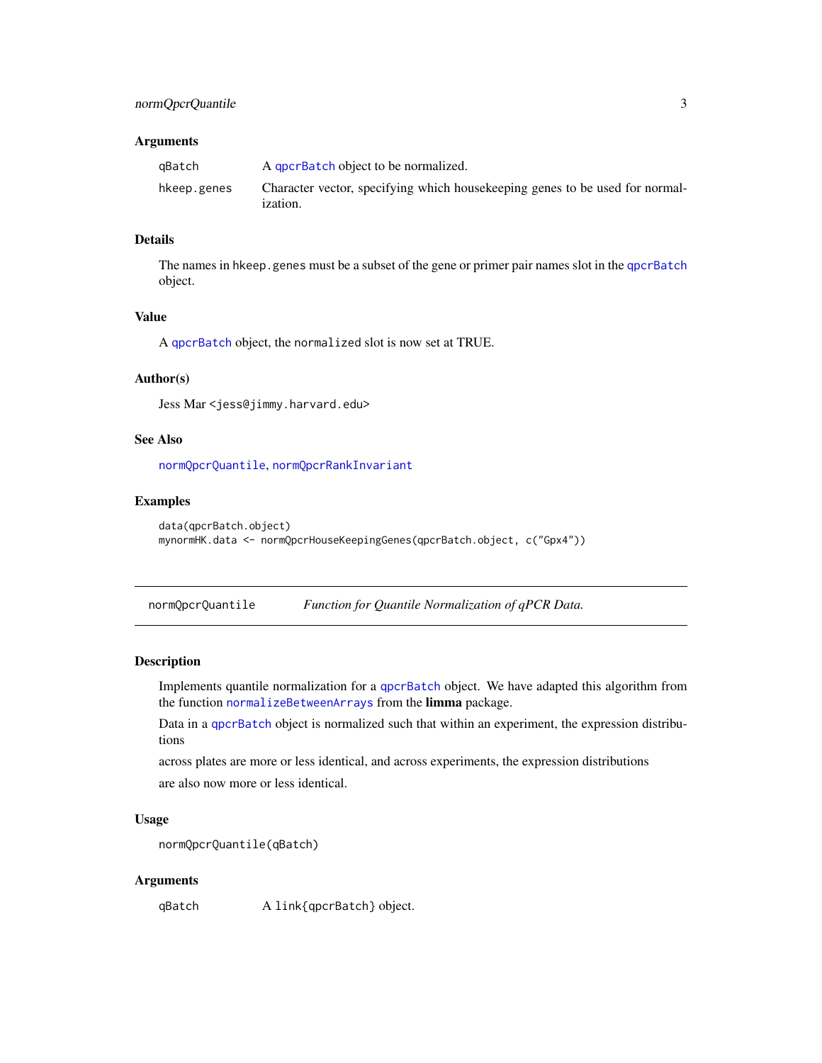### Arguments

| | |
|---|---|
| `qBatch` | A `qpcrBatch` object to be normalized. |
| `hkeep.genes` | Character vector, specifying which housekeeping genes to be used for normalization. |

### Details

The names in `hkeep.genes` must be a subset of the gene or primer pair names slot in the `qpcrBatch` object.

### Value

A `qpcrBatch` object, the `normalized` slot is now set at TRUE.

### Author(s)

Jess Mar <jess@jimmy.harvard.edu>

### See Also

`normQpcrQuantile`, `normQpcrRankInvariant`

### Examples

```
data(qpcrBatch.object)
mynormHK.data <- normQpcrHouseKeepingGenes(qpcrBatch.object, c("Gpx4"))
```

---

## normQpcrQuantile    *Function for Quantile Normalization of qPCR Data.*

---

### Description

Implements quantile normalization for a `qpcrBatch` object. We have adapted this algorithm from the function `normalizeBetweenArrays` from the **limma** package.

Data in a `qpcrBatch` object is normalized such that within an experiment, the expression distributions

across plates are more or less identical, and across experiments, the expression distributions

are also now more or less identical.

### Usage

```
normQpcrQuantile(qBatch)
```

### Arguments

| | |
|---|---|
| `qBatch` | A `link{qpcrBatch}` object. |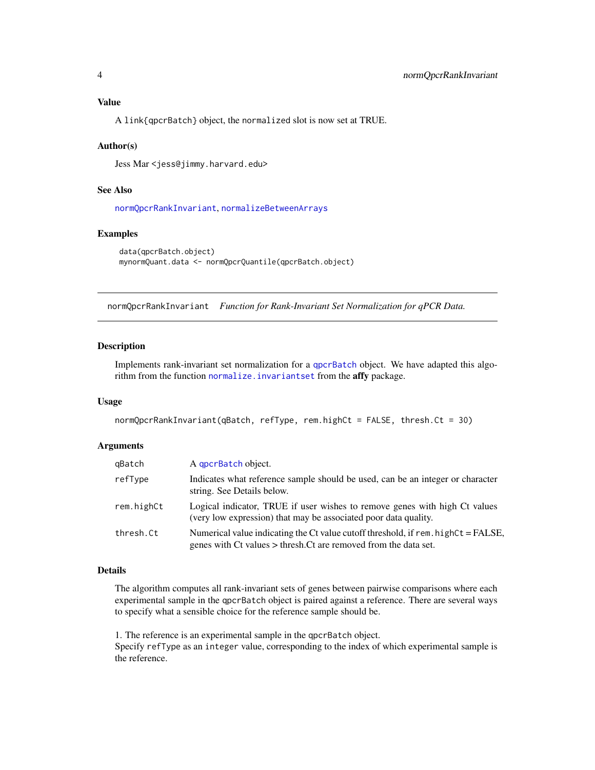### Value

A `link{qpcrBatch}` object, the `normalized` slot is now set at TRUE.

### Author(s)

Jess Mar <jess@jimmy.harvard.edu>

### See Also

`normQpcrRankInvariant`, `normalizeBetweenArrays`

### Examples

```
data(qpcrBatch.object)
mynormQuant.data <- normQpcrQuantile(qpcrBatch.object)
```

---

## normQpcrRankInvariant    *Function for Rank-Invariant Set Normalization for qPCR Data.*

---

### Description

Implements rank-invariant set normalization for a `qpcrBatch` object. We have adapted this algorithm from the function `normalize.invariantset` from the **affy** package.

### Usage

```
normQpcrRankInvariant(qBatch, refType, rem.highCt = FALSE, thresh.Ct = 30)
```

### Arguments

| | |
|---|---|
| `qBatch` | A `qpcrBatch` object. |
| `refType` | Indicates what reference sample should be used, can be an integer or character string. See Details below. |
| `rem.highCt` | Logical indicator, TRUE if user wishes to remove genes with high Ct values (very low expression) that may be associated poor data quality. |
| `thresh.Ct` | Numerical value indicating the Ct value cutoff threshold, if `rem.highCt` = FALSE, genes with Ct values > thresh.Ct are removed from the data set. |

### Details

The algorithm computes all rank-invariant sets of genes between pairwise comparisons where each experimental sample in the `qpcrBatch` object is paired against a reference. There are several ways to specify what a sensible choice for the reference sample should be.

1. The reference is an experimental sample in the `qpcrBatch` object.
Specify `refType` as an `integer` value, corresponding to the index of which experimental sample is the reference.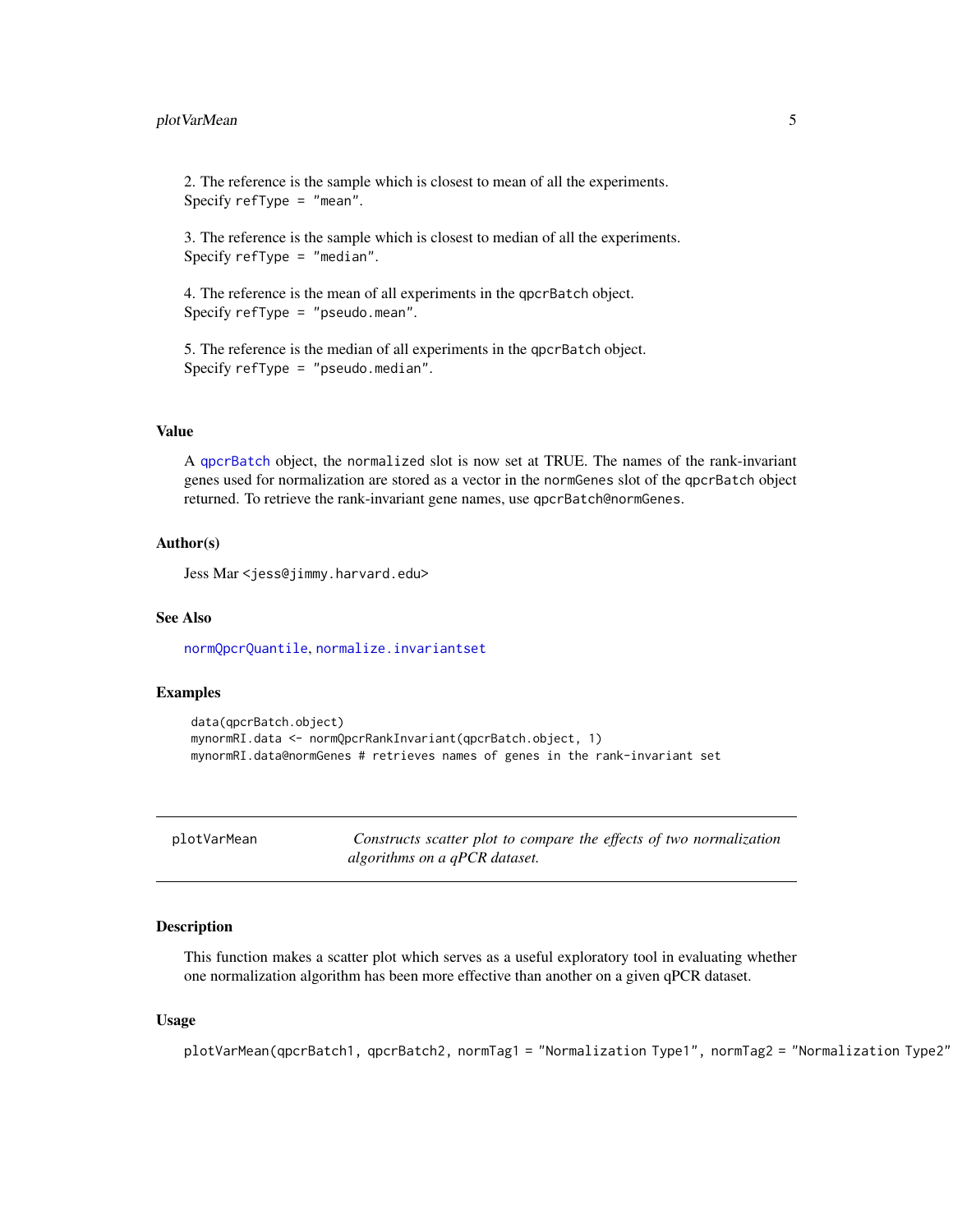2. The reference is the sample which is closest to mean of all the experiments.
Specify `refType = "mean"`.

3. The reference is the sample which is closest to median of all the experiments.
Specify `refType = "median"`.

4. The reference is the mean of all experiments in the `qpcrBatch` object.
Specify `refType = "pseudo.mean"`.

5. The reference is the median of all experiments in the `qpcrBatch` object.
Specify `refType = "pseudo.median"`.

### Value

A `qpcrBatch` object, the `normalized` slot is now set at TRUE. The names of the rank-invariant genes used for normalization are stored as a vector in the `normGenes` slot of the `qpcrBatch` object returned. To retrieve the rank-invariant gene names, use `qpcrBatch@normGenes`.

### Author(s)

Jess Mar <jess@jimmy.harvard.edu>

### See Also

`normQpcrQuantile`, `normalize.invariantset`

### Examples

```
data(qpcrBatch.object)
mynormRI.data <- normQpcrRankInvariant(qpcrBatch.object, 1)
mynormRI.data@normGenes # retrieves names of genes in the rank-invariant set
```

---

## plotVarMean

*Constructs scatter plot to compare the effects of two normalization algorithms on a qPCR dataset.*

---

### Description

This function makes a scatter plot which serves as a useful exploratory tool in evaluating whether one normalization algorithm has been more effective than another on a given qPCR dataset.

### Usage

```
plotVarMean(qpcrBatch1, qpcrBatch2, normTag1 = "Normalization Type1", normTag2 = "Normalization Type2"
```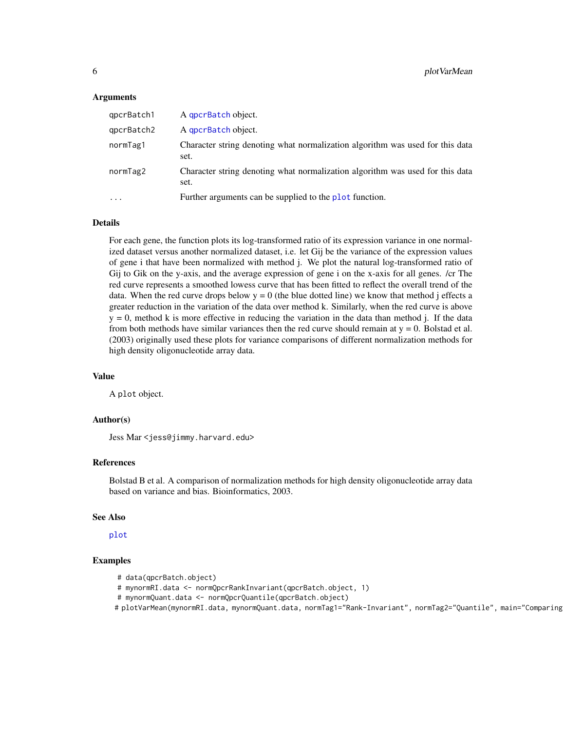## Arguments

| | |
|---|---|
| qpcrBatch1 | A qpcrBatch object. |
| qpcrBatch2 | A qpcrBatch object. |
| normTag1 | Character string denoting what normalization algorithm was used for this data set. |
| normTag2 | Character string denoting what normalization algorithm was used for this data set. |
| ... | Further arguments can be supplied to the plot function. |

## Details

For each gene, the function plots its log-transformed ratio of its expression variance in one normalized dataset versus another normalized dataset, i.e. let Gij be the variance of the expression values of gene i that have been normalized with method j. We plot the natural log-transformed ratio of Gij to Gik on the y-axis, and the average expression of gene i on the x-axis for all genes. /cr The red curve represents a smoothed lowess curve that has been fitted to reflect the overall trend of the data. When the red curve drops below y = 0 (the blue dotted line) we know that method j effects a greater reduction in the variation of the data over method k. Similarly, when the red curve is above y = 0, method k is more effective in reducing the variation in the data than method j. If the data from both methods have similar variances then the red curve should remain at y = 0. Bolstad et al. (2003) originally used these plots for variance comparisons of different normalization methods for high density oligonucleotide array data.

## Value

A plot object.

## Author(s)

Jess Mar <jess@jimmy.harvard.edu>

## References

Bolstad B et al. A comparison of normalization methods for high density oligonucleotide array data based on variance and bias. Bioinformatics, 2003.

## See Also

plot

## Examples

```
# data(qpcrBatch.object)
# mynormRI.data <- normQpcrRankInvariant(qpcrBatch.object, 1)
# mynormQuant.data <- normQpcrQuantile(qpcrBatch.object)
# plotVarMean(mynormRI.data, mynormQuant.data, normTag1="Rank-Invariant", normTag2="Quantile", main="Comparing
```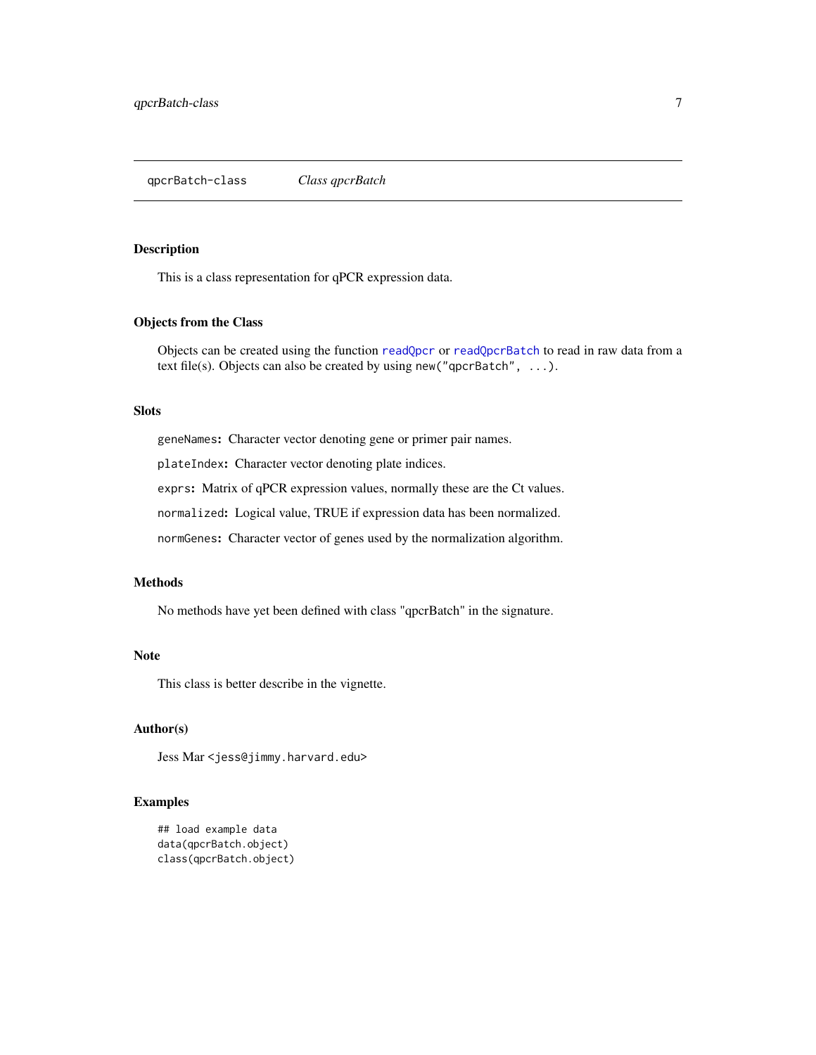# qpcrBatch-class *Class qpcrBatch*

## Description

This is a class representation for qPCR expression data.

## Objects from the Class

Objects can be created using the function `readQpcr` or `readQpcrBatch` to read in raw data from a text file(s). Objects can also be created by using `new("qpcrBatch", ...)`.

## Slots

`geneNames`: Character vector denoting gene or primer pair names.

`plateIndex`: Character vector denoting plate indices.

`exprs`: Matrix of qPCR expression values, normally these are the Ct values.

`normalized`: Logical value, TRUE if expression data has been normalized.

`normGenes`: Character vector of genes used by the normalization algorithm.

## Methods

No methods have yet been defined with class "qpcrBatch" in the signature.

## Note

This class is better describe in the vignette.

## Author(s)

Jess Mar <jess@jimmy.harvard.edu>

## Examples

```
## load example data
data(qpcrBatch.object)
class(qpcrBatch.object)
```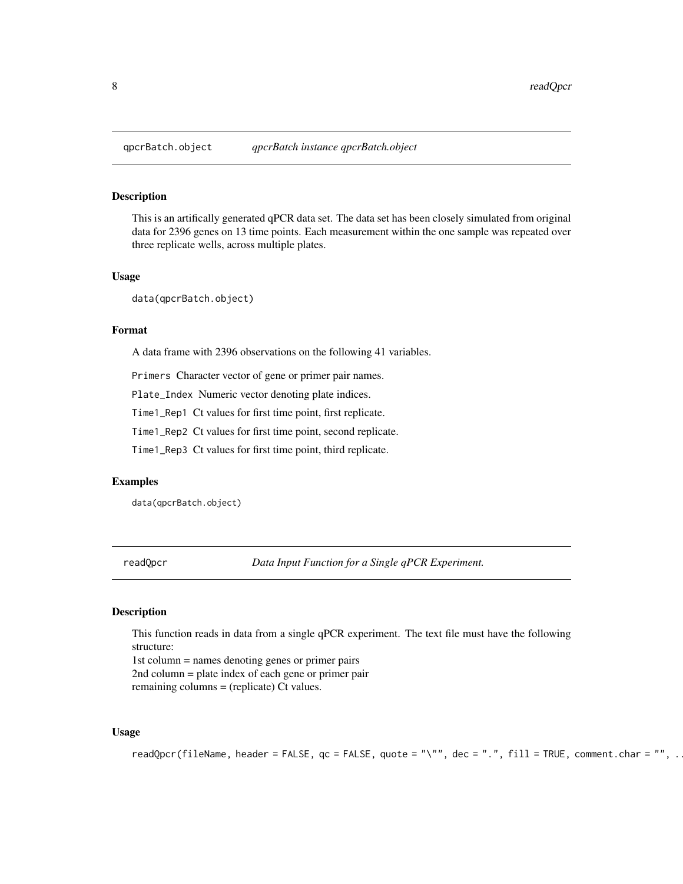## qpcrBatch.object — *qpcrBatch instance qpcrBatch.object*

### Description

This is an artifically generated qPCR data set. The data set has been closely simulated from original data for 2396 genes on 13 time points. Each measurement within the one sample was repeated over three replicate wells, across multiple plates.

### Usage

```
data(qpcrBatch.object)
```

### Format

A data frame with 2396 observations on the following 41 variables.

`Primers` Character vector of gene or primer pair names.

`Plate_Index` Numeric vector denoting plate indices.

`Time1_Rep1` Ct values for first time point, first replicate.

`Time1_Rep2` Ct values for first time point, second replicate.

`Time1_Rep3` Ct values for first time point, third replicate.

### Examples

```
data(qpcrBatch.object)
```

## readQpcr — *Data Input Function for a Single qPCR Experiment.*

### Description

This function reads in data from a single qPCR experiment. The text file must have the following structure:  
1st column = names denoting genes or primer pairs  
2nd column = plate index of each gene or primer pair  
remaining columns = (replicate) Ct values.

### Usage

```
readQpcr(fileName, header = FALSE, qc = FALSE, quote = "\"", dec = ".", fill = TRUE, comment.char = "", ..
```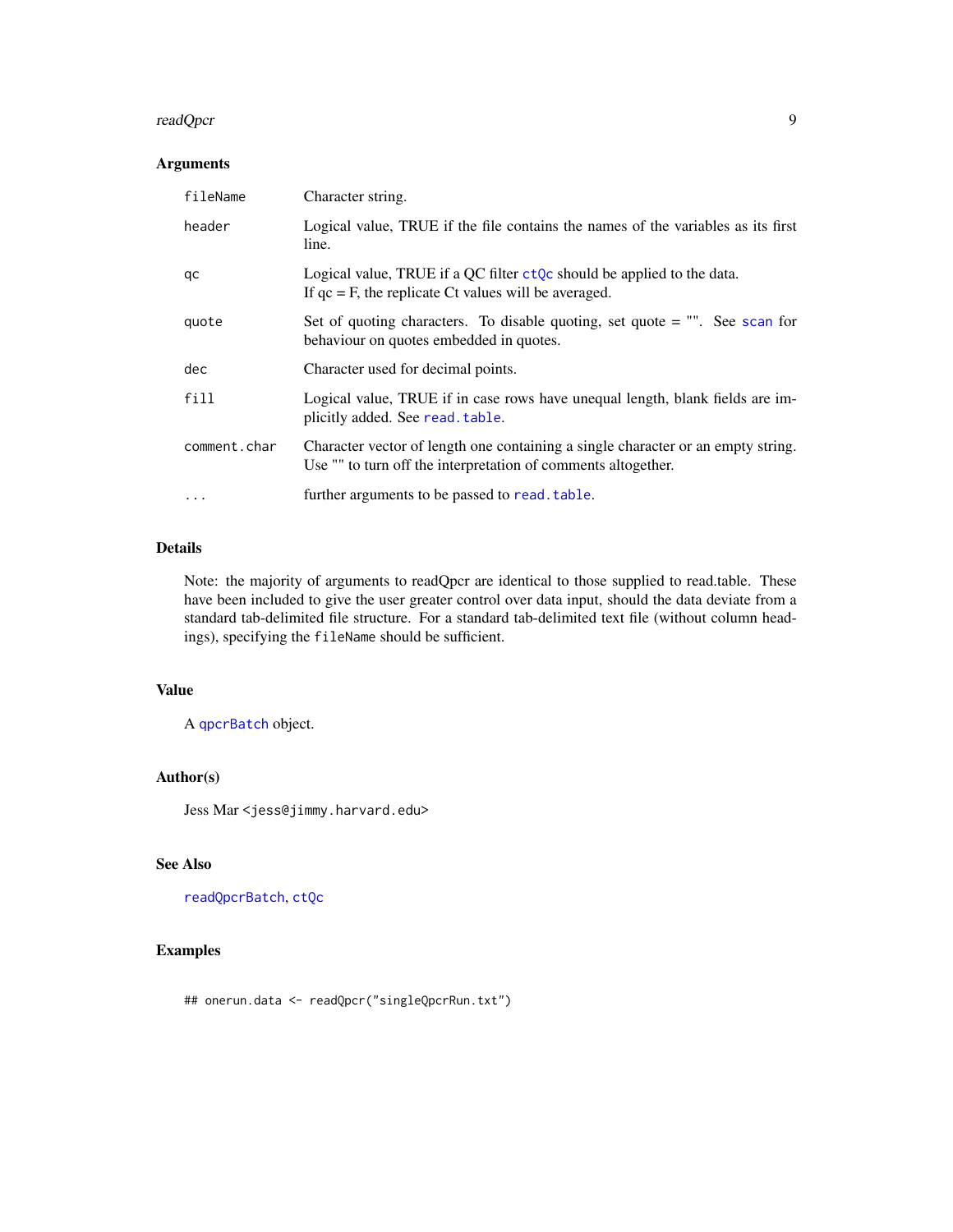### Arguments

| | |
|---|---|
| `fileName` | Character string. |
| `header` | Logical value, TRUE if the file contains the names of the variables as its first line. |
| `qc` | Logical value, TRUE if a QC filter `ctQc` should be applied to the data. If qc = F, the replicate Ct values will be averaged. |
| `quote` | Set of quoting characters. To disable quoting, set quote = "". See `scan` for behaviour on quotes embedded in quotes. |
| `dec` | Character used for decimal points. |
| `fill` | Logical value, TRUE if in case rows have unequal length, blank fields are implicitly added. See `read.table`. |
| `comment.char` | Character vector of length one containing a single character or an empty string. Use "" to turn off the interpretation of comments altogether. |
| `...` | further arguments to be passed to `read.table`. |

### Details

Note: the majority of arguments to readQpcr are identical to those supplied to read.table. These have been included to give the user greater control over data input, should the data deviate from a standard tab-delimited file structure. For a standard tab-delimited text file (without column headings), specifying the `fileName` should be sufficient.

### Value

A `qpcrBatch` object.

### Author(s)

Jess Mar <jess@jimmy.harvard.edu>

### See Also

`readQpcrBatch`, `ctQc`

### Examples

```
## onerun.data <- readQpcr("singleQpcrRun.txt")
```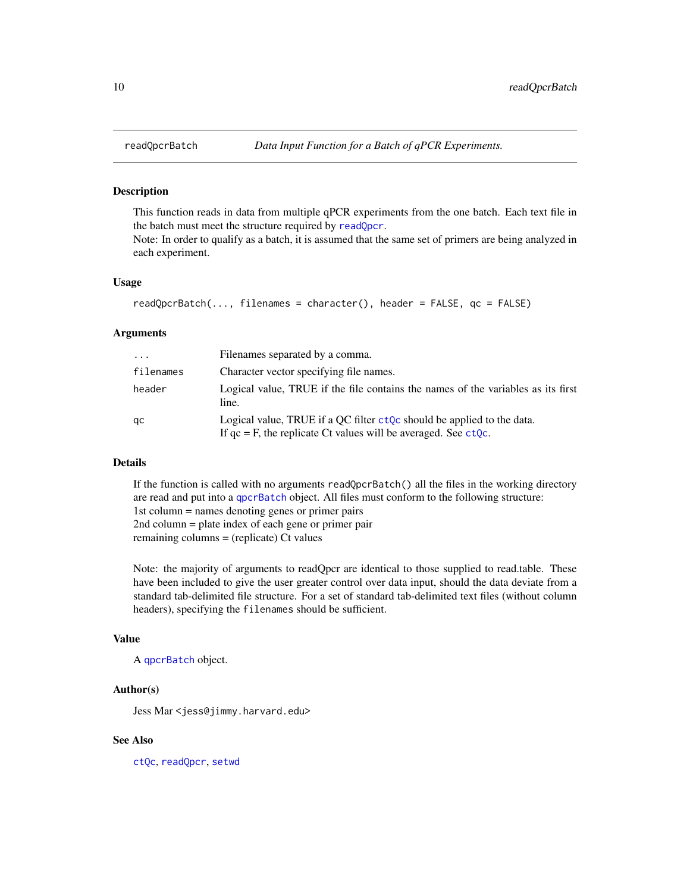readQpcrBatch — *Data Input Function for a Batch of qPCR Experiments.*

## Description

This function reads in data from multiple qPCR experiments from the one batch. Each text file in the batch must meet the structure required by readQpcr.
Note: In order to qualify as a batch, it is assumed that the same set of primers are being analyzed in each experiment.

## Usage

```
readQpcrBatch(..., filenames = character(), header = FALSE, qc = FALSE)
```

## Arguments

| | |
|---|---|
| `...` | Filenames separated by a comma. |
| `filenames` | Character vector specifying file names. |
| `header` | Logical value, TRUE if the file contains the names of the variables as its first line. |
| `qc` | Logical value, TRUE if a QC filter ctQc should be applied to the data. If qc = F, the replicate Ct values will be averaged. See ctQc. |

## Details

If the function is called with no arguments `readQpcrBatch()` all the files in the working directory are read and put into a qpcrBatch object. All files must conform to the following structure:
1st column = names denoting genes or primer pairs
2nd column = plate index of each gene or primer pair
remaining columns = (replicate) Ct values

Note: the majority of arguments to readQpcr are identical to those supplied to read.table. These have been included to give the user greater control over data input, should the data deviate from a standard tab-delimited file structure. For a set of standard tab-delimited text files (without column headers), specifying the `filenames` should be sufficient.

## Value

A qpcrBatch object.

## Author(s)

Jess Mar <jess@jimmy.harvard.edu>

## See Also

ctQc, readQpcr, setwd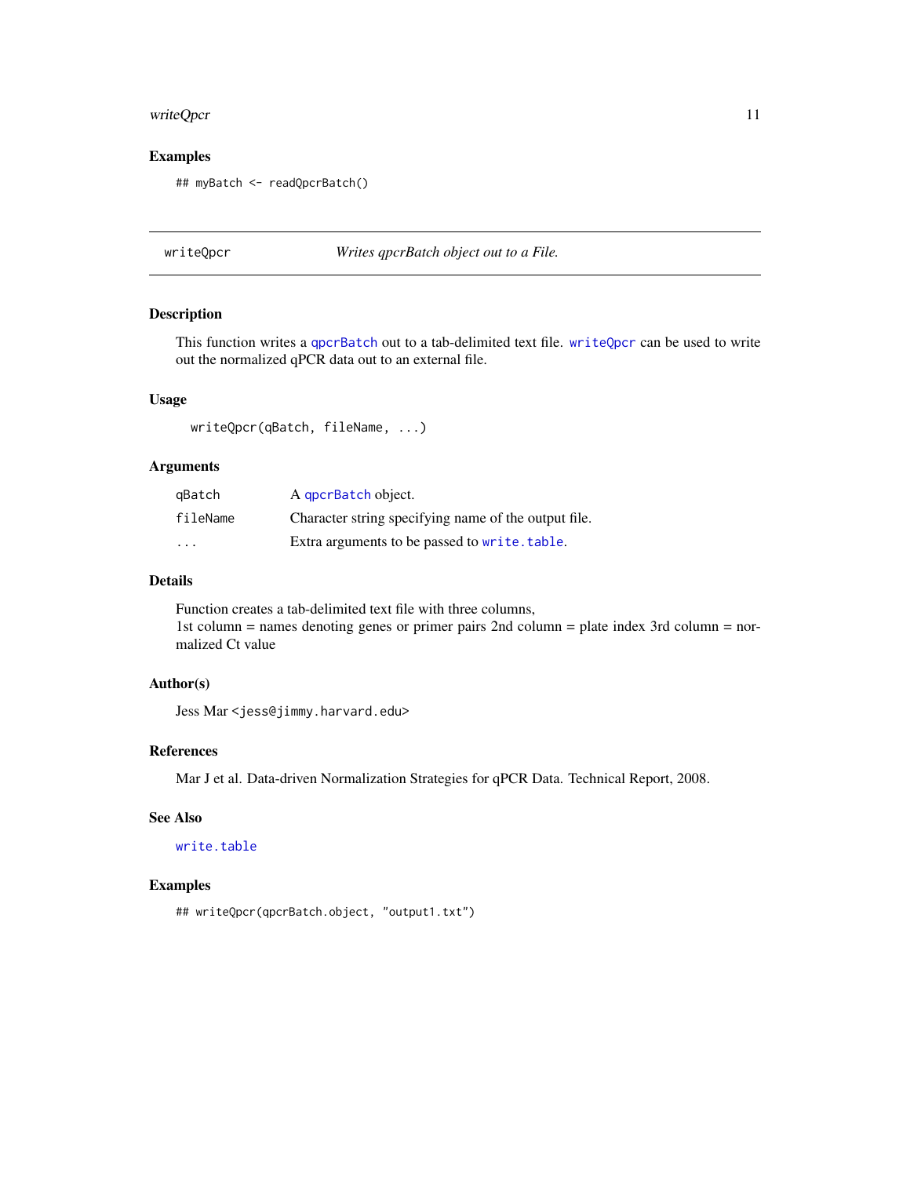## Examples

```
## myBatch <- readQpcrBatch()
```

---

# writeQpcr *Writes qpcrBatch object out to a File.*

---

## Description

This function writes a `qpcrBatch` out to a tab-delimited text file. `writeQpcr` can be used to write out the normalized qPCR data out to an external file.

## Usage

```
writeQpcr(qBatch, fileName, ...)
```

## Arguments

| | |
|---|---|
| qBatch | A `qpcrBatch` object. |
| fileName | Character string specifying name of the output file. |
| ... | Extra arguments to be passed to `write.table`. |

## Details

Function creates a tab-delimited text file with three columns,
1st column = names denoting genes or primer pairs 2nd column = plate index 3rd column = normalized Ct value

## Author(s)

Jess Mar <jess@jimmy.harvard.edu>

## References

Mar J et al. Data-driven Normalization Strategies for qPCR Data. Technical Report, 2008.

## See Also

`write.table`

## Examples

```
## writeQpcr(qpcrBatch.object, "output1.txt")
```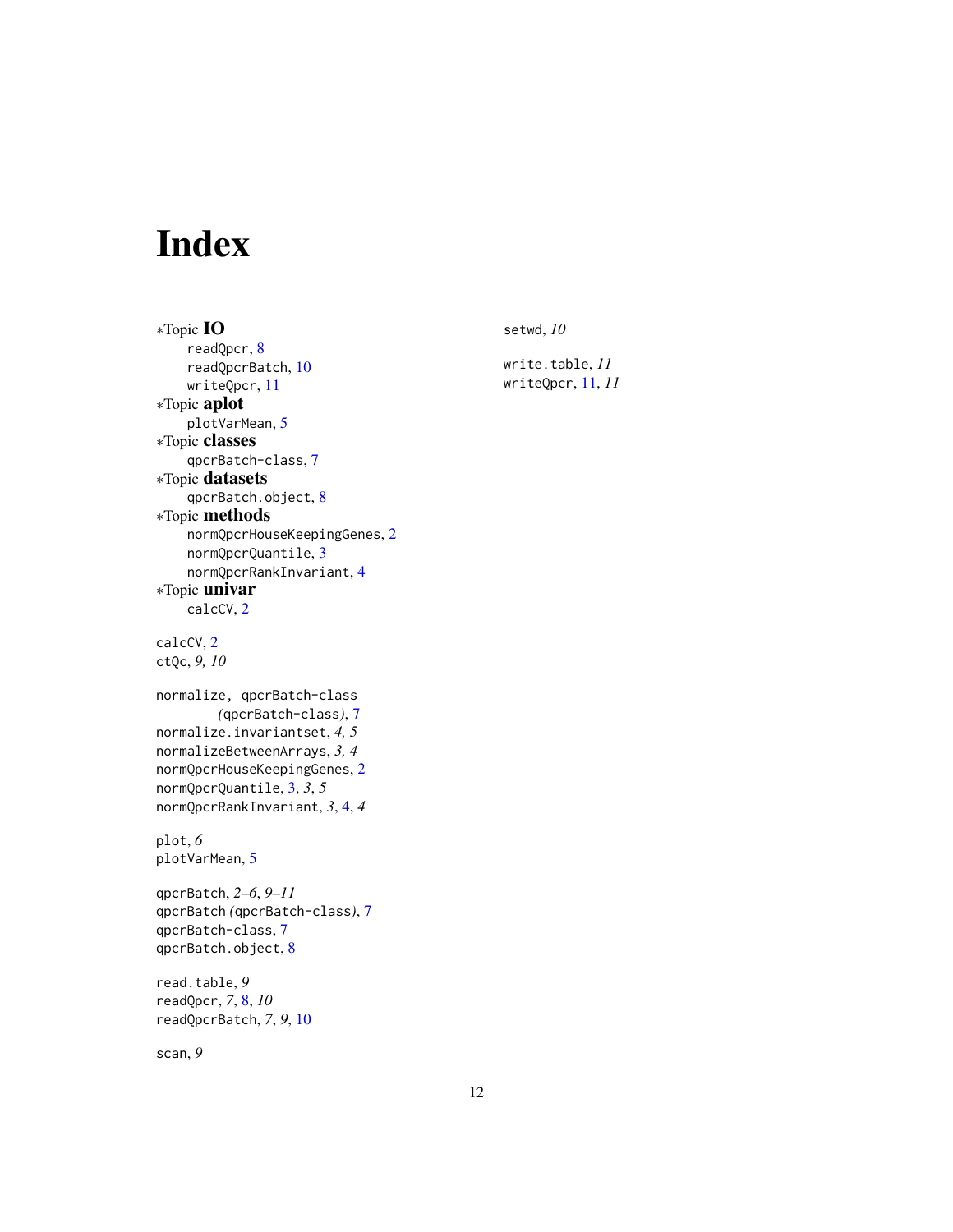# Index

*Topic **IO**
- readQpcr, 8
- readQpcrBatch, 10
- writeQpcr, 11

*Topic **aplot**
- plotVarMean, 5

*Topic **classes**
- qpcrBatch-class, 7

*Topic **datasets**
- qpcrBatch.object, 8

*Topic **methods**
- normQpcrHouseKeepingGenes, 2
- normQpcrQuantile, 3
- normQpcrRankInvariant, 4

*Topic **univar**
- calcCV, 2

calcCV, 2
ctQc, *9, 10*

normalize, qpcrBatch-class *(*qpcrBatch-class*)*, 7
normalize.invariantset, *4, 5*
normalizeBetweenArrays, *3, 4*
normQpcrHouseKeepingGenes, 2
normQpcrQuantile, 3, *3*, *5*
normQpcrRankInvariant, *3*, 4, *4*

plot, *6*
plotVarMean, 5

qpcrBatch, *2–6*, *9–11*
qpcrBatch *(*qpcrBatch-class*)*, 7
qpcrBatch-class, 7
qpcrBatch.object, 8

read.table, *9*
readQpcr, *7*, 8, *10*
readQpcrBatch, *7*, *9*, 10

scan, *9*
setwd, *10*

write.table, *11*
writeQpcr, 11, *11*